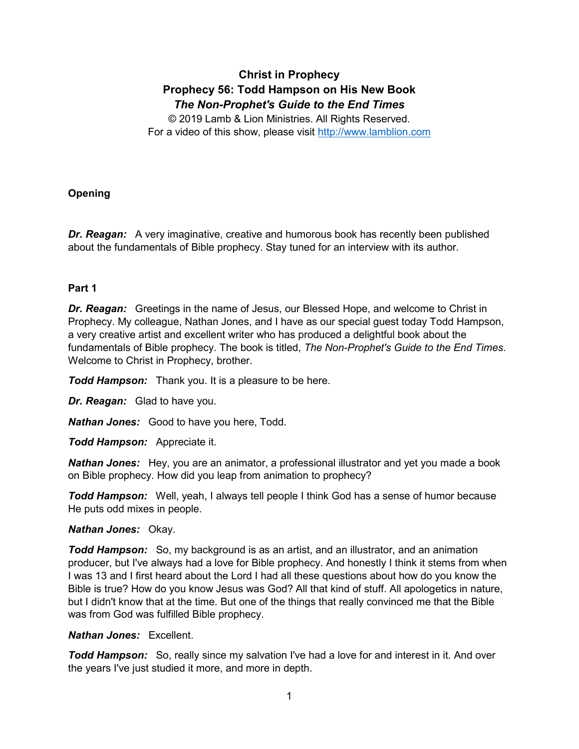# Christ in Prophecy
## Prophecy 56: Todd Hampson on His New Book
### *The Non-Prophet's Guide to the End Times*

© 2019 Lamb & Lion Ministries. All Rights Reserved.
For a video of this show, please visit http://www.lamblion.com

### Opening

***Dr. Reagan:*** A very imaginative, creative and humorous book has recently been published about the fundamentals of Bible prophecy. Stay tuned for an interview with its author.

### Part 1

***Dr. Reagan:*** Greetings in the name of Jesus, our Blessed Hope, and welcome to Christ in Prophecy. My colleague, Nathan Jones, and I have as our special guest today Todd Hampson, a very creative artist and excellent writer who has produced a delightful book about the fundamentals of Bible prophecy. The book is titled, *The Non-Prophet's Guide to the End Times*. Welcome to Christ in Prophecy, brother.

***Todd Hampson:*** Thank you. It is a pleasure to be here.

***Dr. Reagan:*** Glad to have you.

***Nathan Jones:*** Good to have you here, Todd.

***Todd Hampson:*** Appreciate it.

***Nathan Jones:*** Hey, you are an animator, a professional illustrator and yet you made a book on Bible prophecy. How did you leap from animation to prophecy?

***Todd Hampson:*** Well, yeah, I always tell people I think God has a sense of humor because He puts odd mixes in people.

***Nathan Jones:*** Okay.

***Todd Hampson:*** So, my background is as an artist, and an illustrator, and an animation producer, but I've always had a love for Bible prophecy. And honestly I think it stems from when I was 13 and I first heard about the Lord I had all these questions about how do you know the Bible is true? How do you know Jesus was God? All that kind of stuff. All apologetics in nature, but I didn't know that at the time. But one of the things that really convinced me that the Bible was from God was fulfilled Bible prophecy.

***Nathan Jones:*** Excellent.

***Todd Hampson:*** So, really since my salvation I've had a love for and interest in it. And over the years I've just studied it more, and more in depth.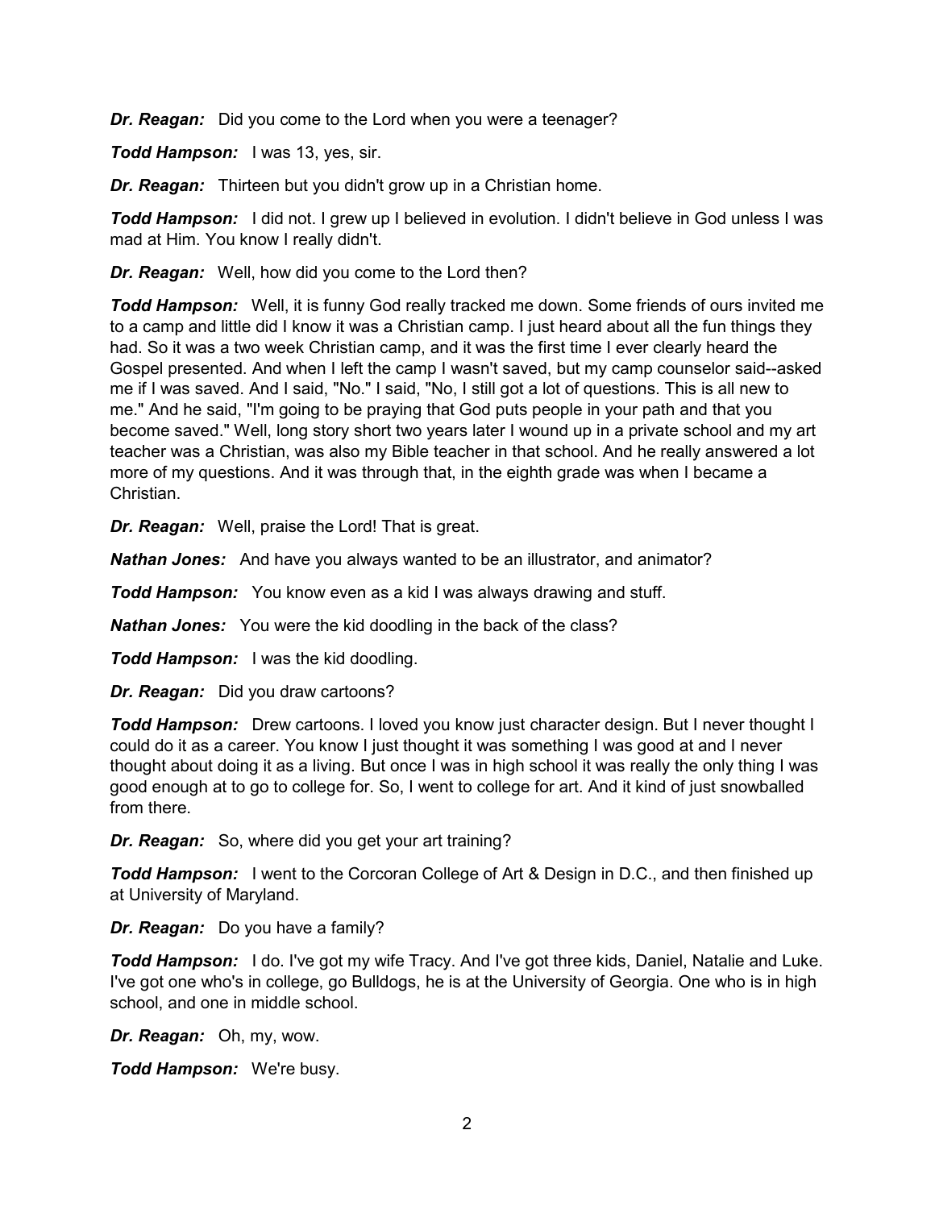***Dr. Reagan:*** Did you come to the Lord when you were a teenager?

***Todd Hampson:*** I was 13, yes, sir.

***Dr. Reagan:*** Thirteen but you didn't grow up in a Christian home.

***Todd Hampson:*** I did not. I grew up I believed in evolution. I didn't believe in God unless I was mad at Him. You know I really didn't.

***Dr. Reagan:*** Well, how did you come to the Lord then?

***Todd Hampson:*** Well, it is funny God really tracked me down. Some friends of ours invited me to a camp and little did I know it was a Christian camp. I just heard about all the fun things they had. So it was a two week Christian camp, and it was the first time I ever clearly heard the Gospel presented. And when I left the camp I wasn't saved, but my camp counselor said--asked me if I was saved. And I said, "No." I said, "No, I still got a lot of questions. This is all new to me." And he said, "I'm going to be praying that God puts people in your path and that you become saved." Well, long story short two years later I wound up in a private school and my art teacher was a Christian, was also my Bible teacher in that school. And he really answered a lot more of my questions. And it was through that, in the eighth grade was when I became a Christian.

***Dr. Reagan:*** Well, praise the Lord! That is great.

***Nathan Jones:*** And have you always wanted to be an illustrator, and animator?

***Todd Hampson:*** You know even as a kid I was always drawing and stuff.

***Nathan Jones:*** You were the kid doodling in the back of the class?

***Todd Hampson:*** I was the kid doodling.

***Dr. Reagan:*** Did you draw cartoons?

***Todd Hampson:*** Drew cartoons. I loved you know just character design. But I never thought I could do it as a career. You know I just thought it was something I was good at and I never thought about doing it as a living. But once I was in high school it was really the only thing I was good enough at to go to college for. So, I went to college for art. And it kind of just snowballed from there.

***Dr. Reagan:*** So, where did you get your art training?

***Todd Hampson:*** I went to the Corcoran College of Art & Design in D.C., and then finished up at University of Maryland.

***Dr. Reagan:*** Do you have a family?

***Todd Hampson:*** I do. I've got my wife Tracy. And I've got three kids, Daniel, Natalie and Luke. I've got one who's in college, go Bulldogs, he is at the University of Georgia. One who is in high school, and one in middle school.

***Dr. Reagan:*** Oh, my, wow.

***Todd Hampson:*** We're busy.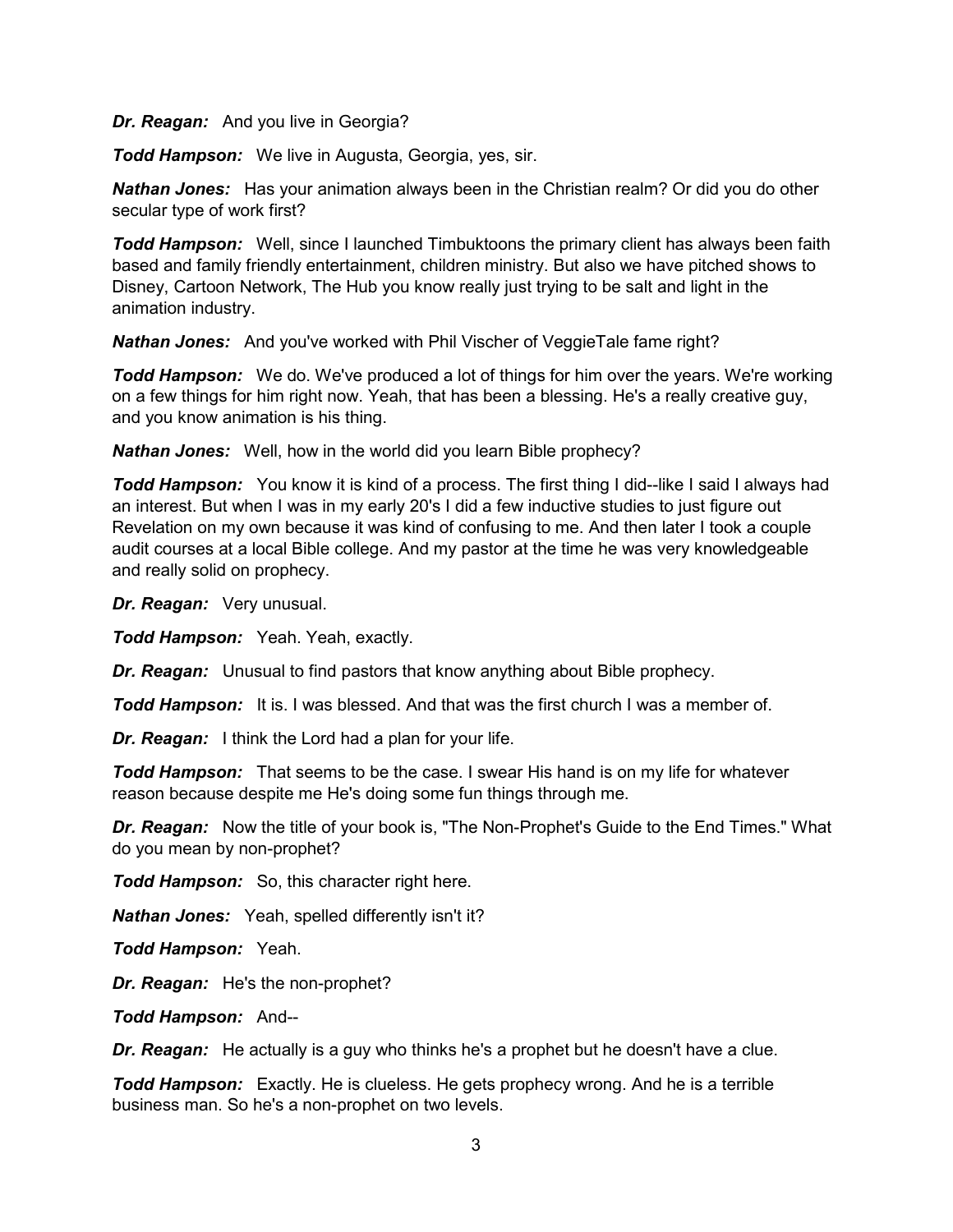***Dr. Reagan:*** And you live in Georgia?

***Todd Hampson:*** We live in Augusta, Georgia, yes, sir.

***Nathan Jones:*** Has your animation always been in the Christian realm? Or did you do other secular type of work first?

***Todd Hampson:*** Well, since I launched Timbuktoons the primary client has always been faith based and family friendly entertainment, children ministry. But also we have pitched shows to Disney, Cartoon Network, The Hub you know really just trying to be salt and light in the animation industry.

***Nathan Jones:*** And you've worked with Phil Vischer of VeggieTale fame right?

***Todd Hampson:*** We do. We've produced a lot of things for him over the years. We're working on a few things for him right now. Yeah, that has been a blessing. He's a really creative guy, and you know animation is his thing.

***Nathan Jones:*** Well, how in the world did you learn Bible prophecy?

***Todd Hampson:*** You know it is kind of a process. The first thing I did--like I said I always had an interest. But when I was in my early 20's I did a few inductive studies to just figure out Revelation on my own because it was kind of confusing to me. And then later I took a couple audit courses at a local Bible college. And my pastor at the time he was very knowledgeable and really solid on prophecy.

***Dr. Reagan:*** Very unusual.

***Todd Hampson:*** Yeah. Yeah, exactly.

***Dr. Reagan:*** Unusual to find pastors that know anything about Bible prophecy.

***Todd Hampson:*** It is. I was blessed. And that was the first church I was a member of.

***Dr. Reagan:*** I think the Lord had a plan for your life.

***Todd Hampson:*** That seems to be the case. I swear His hand is on my life for whatever reason because despite me He's doing some fun things through me.

***Dr. Reagan:*** Now the title of your book is, "The Non-Prophet's Guide to the End Times." What do you mean by non-prophet?

***Todd Hampson:*** So, this character right here.

***Nathan Jones:*** Yeah, spelled differently isn't it?

***Todd Hampson:*** Yeah.

***Dr. Reagan:*** He's the non-prophet?

***Todd Hampson:*** And--

***Dr. Reagan:*** He actually is a guy who thinks he's a prophet but he doesn't have a clue.

***Todd Hampson:*** Exactly. He is clueless. He gets prophecy wrong. And he is a terrible business man. So he's a non-prophet on two levels.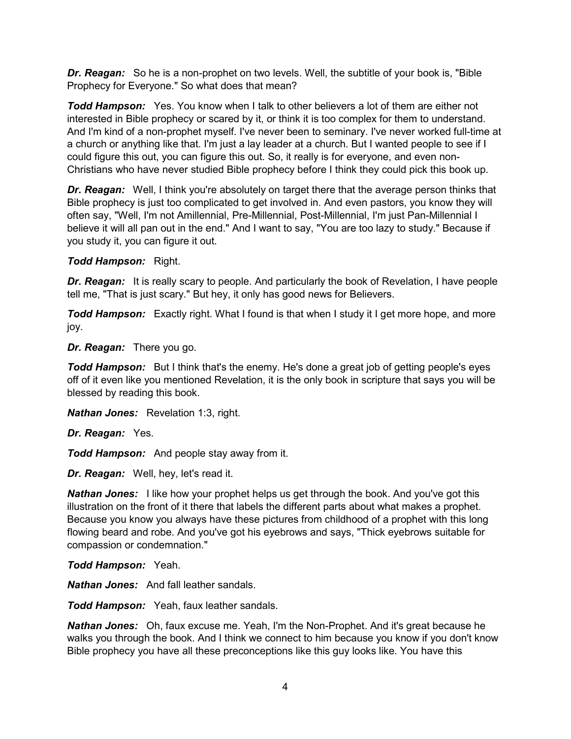***Dr. Reagan:*** So he is a non-prophet on two levels. Well, the subtitle of your book is, "Bible Prophecy for Everyone." So what does that mean?

***Todd Hampson:*** Yes. You know when I talk to other believers a lot of them are either not interested in Bible prophecy or scared by it, or think it is too complex for them to understand. And I'm kind of a non-prophet myself. I've never been to seminary. I've never worked full-time at a church or anything like that. I'm just a lay leader at a church. But I wanted people to see if I could figure this out, you can figure this out. So, it really is for everyone, and even non-Christians who have never studied Bible prophecy before I think they could pick this book up.

***Dr. Reagan:*** Well, I think you're absolutely on target there that the average person thinks that Bible prophecy is just too complicated to get involved in. And even pastors, you know they will often say, "Well, I'm not Amillennial, Pre-Millennial, Post-Millennial, I'm just Pan-Millennial I believe it will all pan out in the end." And I want to say, "You are too lazy to study." Because if you study it, you can figure it out.

***Todd Hampson:*** Right.

***Dr. Reagan:*** It is really scary to people. And particularly the book of Revelation, I have people tell me, "That is just scary." But hey, it only has good news for Believers.

***Todd Hampson:*** Exactly right. What I found is that when I study it I get more hope, and more joy.

***Dr. Reagan:*** There you go.

***Todd Hampson:*** But I think that's the enemy. He's done a great job of getting people's eyes off of it even like you mentioned Revelation, it is the only book in scripture that says you will be blessed by reading this book.

***Nathan Jones:*** Revelation 1:3, right.

***Dr. Reagan:*** Yes.

***Todd Hampson:*** And people stay away from it.

***Dr. Reagan:*** Well, hey, let's read it.

***Nathan Jones:*** I like how your prophet helps us get through the book. And you've got this illustration on the front of it there that labels the different parts about what makes a prophet. Because you know you always have these pictures from childhood of a prophet with this long flowing beard and robe. And you've got his eyebrows and says, "Thick eyebrows suitable for compassion or condemnation."

***Todd Hampson:*** Yeah.

***Nathan Jones:*** And fall leather sandals.

***Todd Hampson:*** Yeah, faux leather sandals.

***Nathan Jones:*** Oh, faux excuse me. Yeah, I'm the Non-Prophet. And it's great because he walks you through the book. And I think we connect to him because you know if you don't know Bible prophecy you have all these preconceptions like this guy looks like. You have this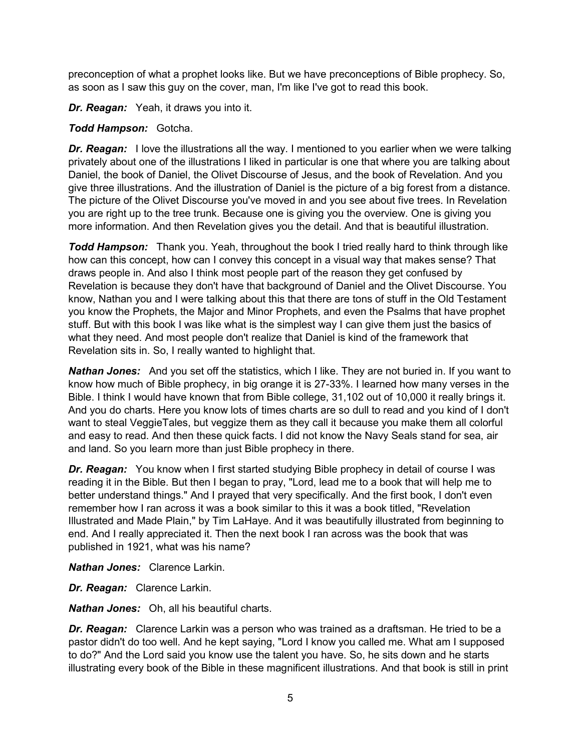preconception of what a prophet looks like. But we have preconceptions of Bible prophecy. So, as soon as I saw this guy on the cover, man, I'm like I've got to read this book.

***Dr. Reagan:*** Yeah, it draws you into it.

***Todd Hampson:*** Gotcha.

***Dr. Reagan:*** I love the illustrations all the way. I mentioned to you earlier when we were talking privately about one of the illustrations I liked in particular is one that where you are talking about Daniel, the book of Daniel, the Olivet Discourse of Jesus, and the book of Revelation. And you give three illustrations. And the illustration of Daniel is the picture of a big forest from a distance. The picture of the Olivet Discourse you've moved in and you see about five trees. In Revelation you are right up to the tree trunk. Because one is giving you the overview. One is giving you more information. And then Revelation gives you the detail. And that is beautiful illustration.

***Todd Hampson:*** Thank you. Yeah, throughout the book I tried really hard to think through like how can this concept, how can I convey this concept in a visual way that makes sense? That draws people in. And also I think most people part of the reason they get confused by Revelation is because they don't have that background of Daniel and the Olivet Discourse. You know, Nathan you and I were talking about this that there are tons of stuff in the Old Testament you know the Prophets, the Major and Minor Prophets, and even the Psalms that have prophet stuff. But with this book I was like what is the simplest way I can give them just the basics of what they need. And most people don't realize that Daniel is kind of the framework that Revelation sits in. So, I really wanted to highlight that.

***Nathan Jones:*** And you set off the statistics, which I like. They are not buried in. If you want to know how much of Bible prophecy, in big orange it is 27-33%. I learned how many verses in the Bible. I think I would have known that from Bible college, 31,102 out of 10,000 it really brings it. And you do charts. Here you know lots of times charts are so dull to read and you kind of I don't want to steal VeggieTales, but veggize them as they call it because you make them all colorful and easy to read. And then these quick facts. I did not know the Navy Seals stand for sea, air and land. So you learn more than just Bible prophecy in there.

***Dr. Reagan:*** You know when I first started studying Bible prophecy in detail of course I was reading it in the Bible. But then I began to pray, "Lord, lead me to a book that will help me to better understand things." And I prayed that very specifically. And the first book, I don't even remember how I ran across it was a book similar to this it was a book titled, "Revelation Illustrated and Made Plain," by Tim LaHaye. And it was beautifully illustrated from beginning to end. And I really appreciated it. Then the next book I ran across was the book that was published in 1921, what was his name?

***Nathan Jones:*** Clarence Larkin.

***Dr. Reagan:*** Clarence Larkin.

***Nathan Jones:*** Oh, all his beautiful charts.

***Dr. Reagan:*** Clarence Larkin was a person who was trained as a draftsman. He tried to be a pastor didn't do too well. And he kept saying, "Lord I know you called me. What am I supposed to do?" And the Lord said you know use the talent you have. So, he sits down and he starts illustrating every book of the Bible in these magnificent illustrations. And that book is still in print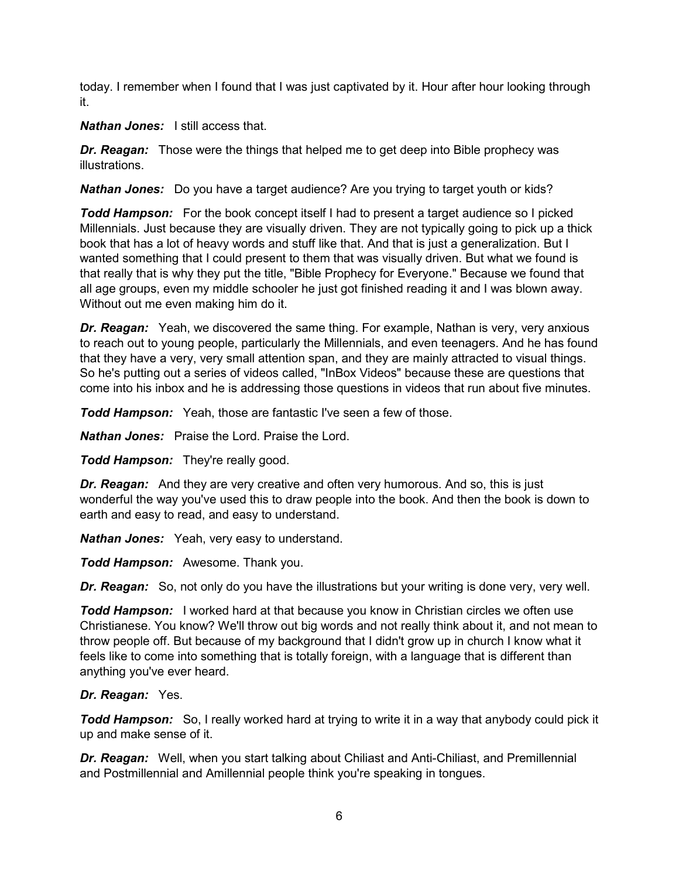today. I remember when I found that I was just captivated by it. Hour after hour looking through it.

***Nathan Jones:*** I still access that.

***Dr. Reagan:*** Those were the things that helped me to get deep into Bible prophecy was illustrations.

***Nathan Jones:*** Do you have a target audience? Are you trying to target youth or kids?

***Todd Hampson:*** For the book concept itself I had to present a target audience so I picked Millennials. Just because they are visually driven. They are not typically going to pick up a thick book that has a lot of heavy words and stuff like that. And that is just a generalization. But I wanted something that I could present to them that was visually driven. But what we found is that really that is why they put the title, "Bible Prophecy for Everyone." Because we found that all age groups, even my middle schooler he just got finished reading it and I was blown away. Without out me even making him do it.

***Dr. Reagan:*** Yeah, we discovered the same thing. For example, Nathan is very, very anxious to reach out to young people, particularly the Millennials, and even teenagers. And he has found that they have a very, very small attention span, and they are mainly attracted to visual things. So he's putting out a series of videos called, "InBox Videos" because these are questions that come into his inbox and he is addressing those questions in videos that run about five minutes.

***Todd Hampson:*** Yeah, those are fantastic I've seen a few of those.

***Nathan Jones:*** Praise the Lord. Praise the Lord.

***Todd Hampson:*** They're really good.

***Dr. Reagan:*** And they are very creative and often very humorous. And so, this is just wonderful the way you've used this to draw people into the book. And then the book is down to earth and easy to read, and easy to understand.

***Nathan Jones:*** Yeah, very easy to understand.

***Todd Hampson:*** Awesome. Thank you.

***Dr. Reagan:*** So, not only do you have the illustrations but your writing is done very, very well.

***Todd Hampson:*** I worked hard at that because you know in Christian circles we often use Christianese. You know? We'll throw out big words and not really think about it, and not mean to throw people off. But because of my background that I didn't grow up in church I know what it feels like to come into something that is totally foreign, with a language that is different than anything you've ever heard.

***Dr. Reagan:*** Yes.

***Todd Hampson:*** So, I really worked hard at trying to write it in a way that anybody could pick it up and make sense of it.

***Dr. Reagan:*** Well, when you start talking about Chiliast and Anti-Chiliast, and Premillennial and Postmillennial and Amillennial people think you're speaking in tongues.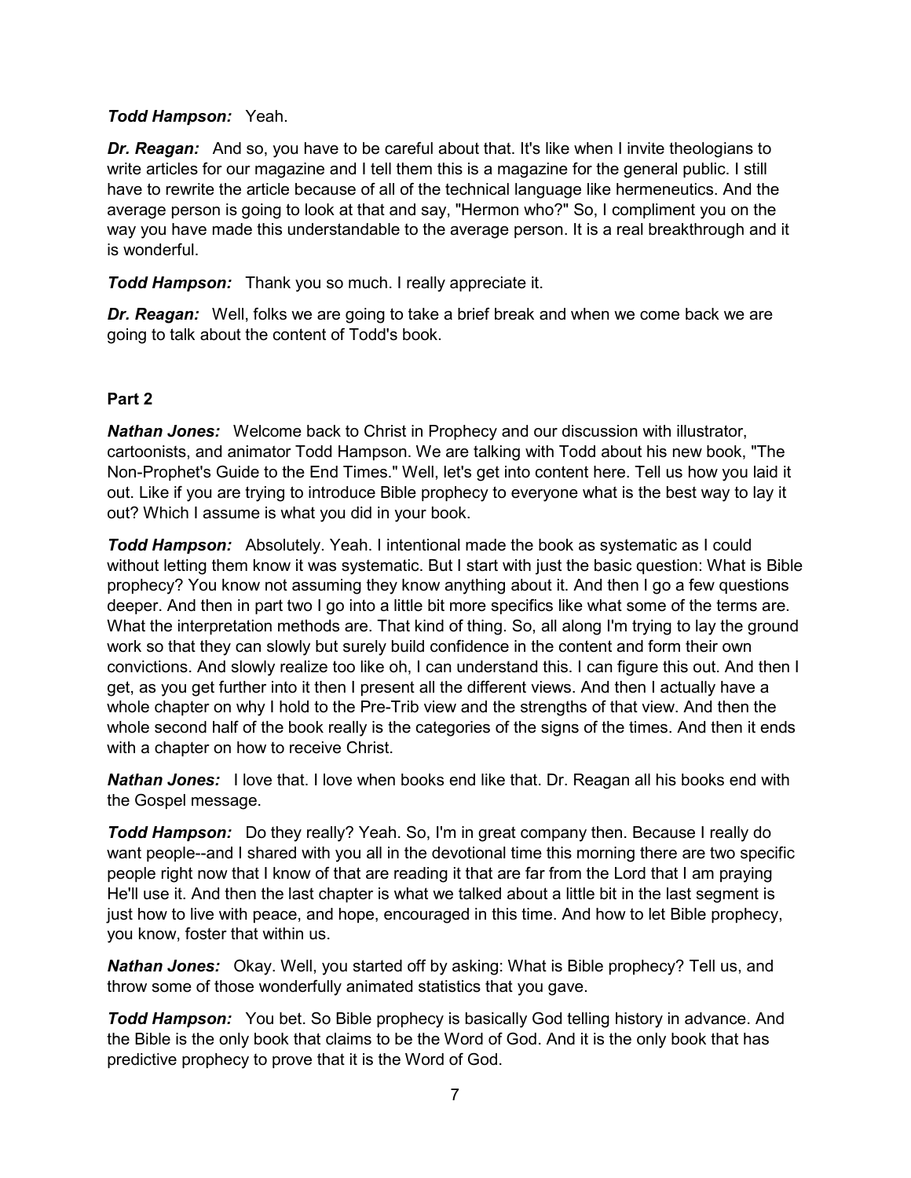***Todd Hampson:*** Yeah.

***Dr. Reagan:*** And so, you have to be careful about that. It's like when I invite theologians to write articles for our magazine and I tell them this is a magazine for the general public. I still have to rewrite the article because of all of the technical language like hermeneutics. And the average person is going to look at that and say, "Hermon who?" So, I compliment you on the way you have made this understandable to the average person. It is a real breakthrough and it is wonderful.

***Todd Hampson:*** Thank you so much. I really appreciate it.

***Dr. Reagan:*** Well, folks we are going to take a brief break and when we come back we are going to talk about the content of Todd's book.

**Part 2**

***Nathan Jones:*** Welcome back to Christ in Prophecy and our discussion with illustrator, cartoonists, and animator Todd Hampson. We are talking with Todd about his new book, "The Non-Prophet's Guide to the End Times." Well, let's get into content here. Tell us how you laid it out. Like if you are trying to introduce Bible prophecy to everyone what is the best way to lay it out? Which I assume is what you did in your book.

***Todd Hampson:*** Absolutely. Yeah. I intentional made the book as systematic as I could without letting them know it was systematic. But I start with just the basic question: What is Bible prophecy? You know not assuming they know anything about it. And then I go a few questions deeper. And then in part two I go into a little bit more specifics like what some of the terms are. What the interpretation methods are. That kind of thing. So, all along I'm trying to lay the ground work so that they can slowly but surely build confidence in the content and form their own convictions. And slowly realize too like oh, I can understand this. I can figure this out. And then I get, as you get further into it then I present all the different views. And then I actually have a whole chapter on why I hold to the Pre-Trib view and the strengths of that view. And then the whole second half of the book really is the categories of the signs of the times. And then it ends with a chapter on how to receive Christ.

***Nathan Jones:*** I love that. I love when books end like that. Dr. Reagan all his books end with the Gospel message.

***Todd Hampson:*** Do they really? Yeah. So, I'm in great company then. Because I really do want people--and I shared with you all in the devotional time this morning there are two specific people right now that I know of that are reading it that are far from the Lord that I am praying He'll use it. And then the last chapter is what we talked about a little bit in the last segment is just how to live with peace, and hope, encouraged in this time. And how to let Bible prophecy, you know, foster that within us.

***Nathan Jones:*** Okay. Well, you started off by asking: What is Bible prophecy? Tell us, and throw some of those wonderfully animated statistics that you gave.

***Todd Hampson:*** You bet. So Bible prophecy is basically God telling history in advance. And the Bible is the only book that claims to be the Word of God. And it is the only book that has predictive prophecy to prove that it is the Word of God.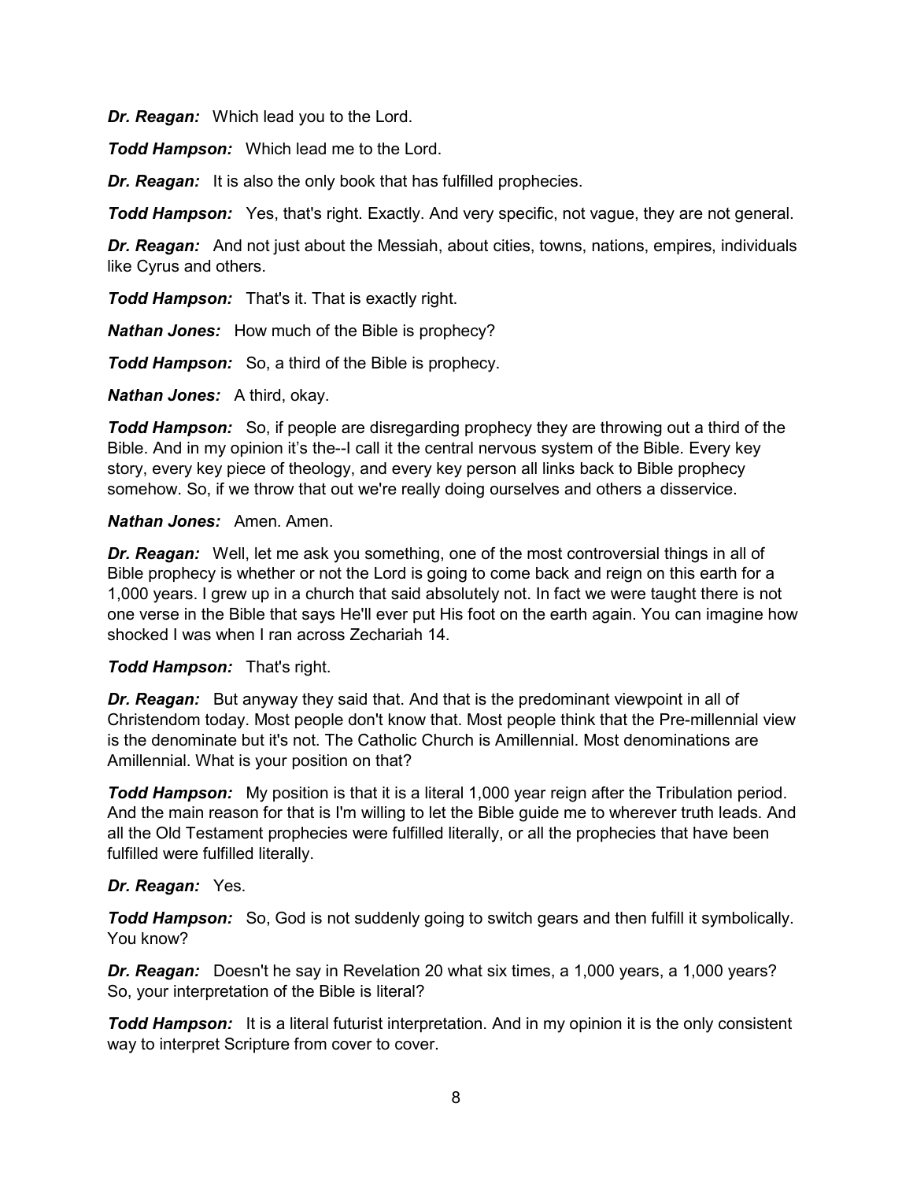***Dr. Reagan:*** Which lead you to the Lord.

***Todd Hampson:*** Which lead me to the Lord.

***Dr. Reagan:*** It is also the only book that has fulfilled prophecies.

***Todd Hampson:*** Yes, that's right. Exactly. And very specific, not vague, they are not general.

***Dr. Reagan:*** And not just about the Messiah, about cities, towns, nations, empires, individuals like Cyrus and others.

***Todd Hampson:*** That's it. That is exactly right.

***Nathan Jones:*** How much of the Bible is prophecy?

***Todd Hampson:*** So, a third of the Bible is prophecy.

***Nathan Jones:*** A third, okay.

***Todd Hampson:*** So, if people are disregarding prophecy they are throwing out a third of the Bible. And in my opinion it's the--I call it the central nervous system of the Bible. Every key story, every key piece of theology, and every key person all links back to Bible prophecy somehow. So, if we throw that out we're really doing ourselves and others a disservice.

***Nathan Jones:*** Amen. Amen.

***Dr. Reagan:*** Well, let me ask you something, one of the most controversial things in all of Bible prophecy is whether or not the Lord is going to come back and reign on this earth for a 1,000 years. I grew up in a church that said absolutely not. In fact we were taught there is not one verse in the Bible that says He'll ever put His foot on the earth again. You can imagine how shocked I was when I ran across Zechariah 14.

***Todd Hampson:*** That's right.

***Dr. Reagan:*** But anyway they said that. And that is the predominant viewpoint in all of Christendom today. Most people don't know that. Most people think that the Pre-millennial view is the denominate but it's not. The Catholic Church is Amillennial. Most denominations are Amillennial. What is your position on that?

***Todd Hampson:*** My position is that it is a literal 1,000 year reign after the Tribulation period. And the main reason for that is I'm willing to let the Bible guide me to wherever truth leads. And all the Old Testament prophecies were fulfilled literally, or all the prophecies that have been fulfilled were fulfilled literally.

***Dr. Reagan:*** Yes.

***Todd Hampson:*** So, God is not suddenly going to switch gears and then fulfill it symbolically. You know?

***Dr. Reagan:*** Doesn't he say in Revelation 20 what six times, a 1,000 years, a 1,000 years? So, your interpretation of the Bible is literal?

***Todd Hampson:*** It is a literal futurist interpretation. And in my opinion it is the only consistent way to interpret Scripture from cover to cover.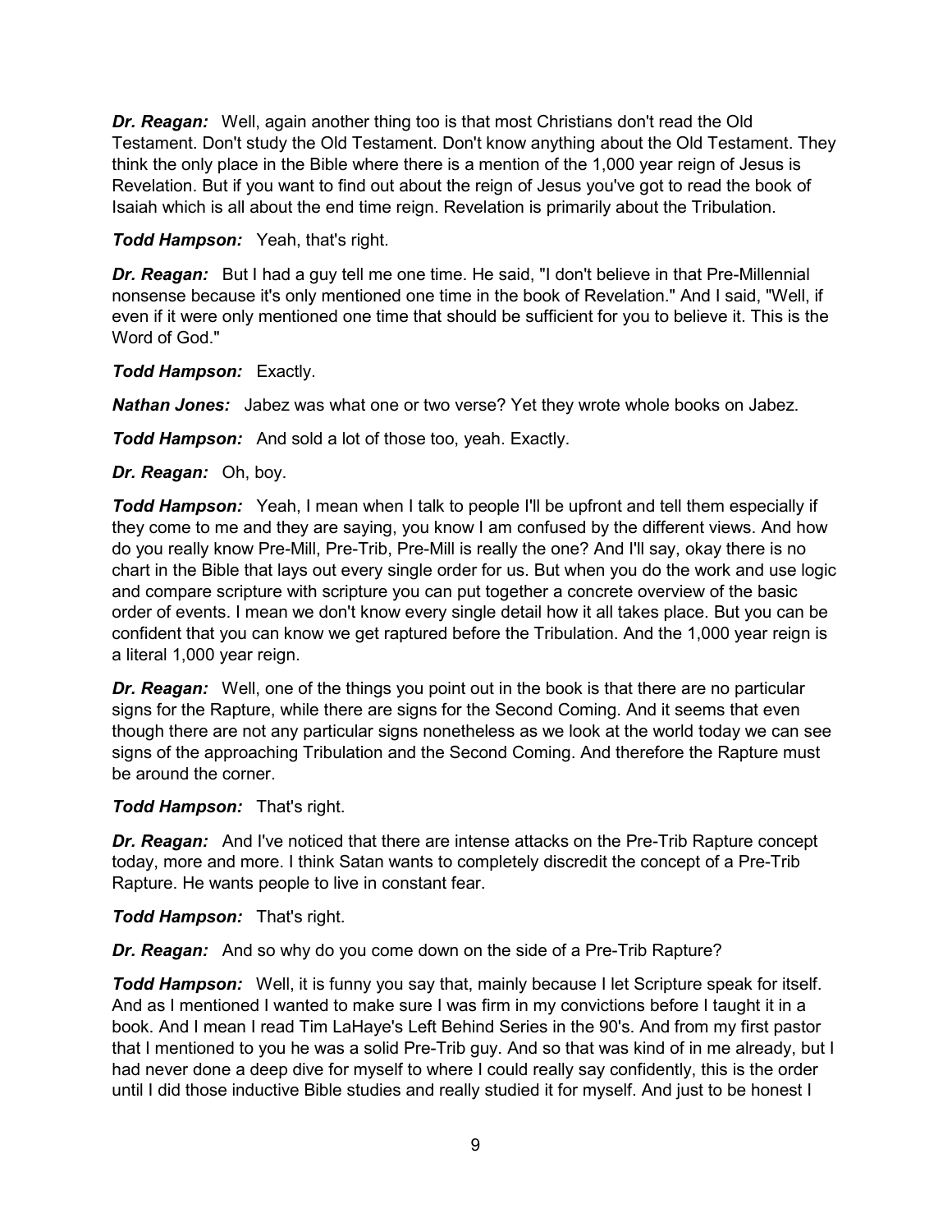***Dr. Reagan:*** Well, again another thing too is that most Christians don't read the Old Testament. Don't study the Old Testament. Don't know anything about the Old Testament. They think the only place in the Bible where there is a mention of the 1,000 year reign of Jesus is Revelation. But if you want to find out about the reign of Jesus you've got to read the book of Isaiah which is all about the end time reign. Revelation is primarily about the Tribulation.

***Todd Hampson:*** Yeah, that's right.

***Dr. Reagan:*** But I had a guy tell me one time. He said, "I don't believe in that Pre-Millennial nonsense because it's only mentioned one time in the book of Revelation." And I said, "Well, if even if it were only mentioned one time that should be sufficient for you to believe it. This is the Word of God."

***Todd Hampson:*** Exactly.

***Nathan Jones:*** Jabez was what one or two verse? Yet they wrote whole books on Jabez.

***Todd Hampson:*** And sold a lot of those too, yeah. Exactly.

***Dr. Reagan:*** Oh, boy.

***Todd Hampson:*** Yeah, I mean when I talk to people I'll be upfront and tell them especially if they come to me and they are saying, you know I am confused by the different views. And how do you really know Pre-Mill, Pre-Trib, Pre-Mill is really the one? And I'll say, okay there is no chart in the Bible that lays out every single order for us. But when you do the work and use logic and compare scripture with scripture you can put together a concrete overview of the basic order of events. I mean we don't know every single detail how it all takes place. But you can be confident that you can know we get raptured before the Tribulation. And the 1,000 year reign is a literal 1,000 year reign.

***Dr. Reagan:*** Well, one of the things you point out in the book is that there are no particular signs for the Rapture, while there are signs for the Second Coming. And it seems that even though there are not any particular signs nonetheless as we look at the world today we can see signs of the approaching Tribulation and the Second Coming. And therefore the Rapture must be around the corner.

***Todd Hampson:*** That's right.

***Dr. Reagan:*** And I've noticed that there are intense attacks on the Pre-Trib Rapture concept today, more and more. I think Satan wants to completely discredit the concept of a Pre-Trib Rapture. He wants people to live in constant fear.

***Todd Hampson:*** That's right.

***Dr. Reagan:*** And so why do you come down on the side of a Pre-Trib Rapture?

***Todd Hampson:*** Well, it is funny you say that, mainly because I let Scripture speak for itself. And as I mentioned I wanted to make sure I was firm in my convictions before I taught it in a book. And I mean I read Tim LaHaye's Left Behind Series in the 90's. And from my first pastor that I mentioned to you he was a solid Pre-Trib guy. And so that was kind of in me already, but I had never done a deep dive for myself to where I could really say confidently, this is the order until I did those inductive Bible studies and really studied it for myself. And just to be honest I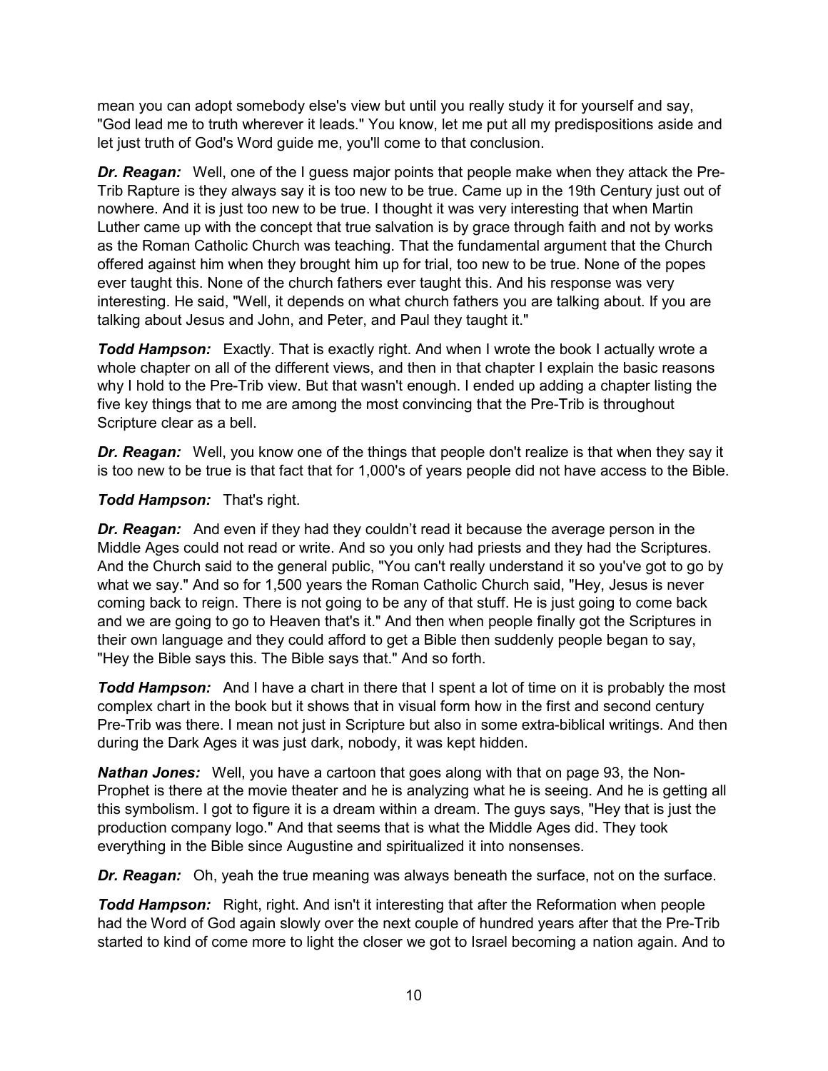mean you can adopt somebody else's view but until you really study it for yourself and say, "God lead me to truth wherever it leads." You know, let me put all my predispositions aside and let just truth of God's Word guide me, you'll come to that conclusion.

***Dr. Reagan:*** Well, one of the I guess major points that people make when they attack the Pre-Trib Rapture is they always say it is too new to be true. Came up in the 19th Century just out of nowhere. And it is just too new to be true. I thought it was very interesting that when Martin Luther came up with the concept that true salvation is by grace through faith and not by works as the Roman Catholic Church was teaching. That the fundamental argument that the Church offered against him when they brought him up for trial, too new to be true. None of the popes ever taught this. None of the church fathers ever taught this. And his response was very interesting. He said, "Well, it depends on what church fathers you are talking about. If you are talking about Jesus and John, and Peter, and Paul they taught it."

***Todd Hampson:*** Exactly. That is exactly right. And when I wrote the book I actually wrote a whole chapter on all of the different views, and then in that chapter I explain the basic reasons why I hold to the Pre-Trib view. But that wasn't enough. I ended up adding a chapter listing the five key things that to me are among the most convincing that the Pre-Trib is throughout Scripture clear as a bell.

***Dr. Reagan:*** Well, you know one of the things that people don't realize is that when they say it is too new to be true is that fact that for 1,000's of years people did not have access to the Bible.

***Todd Hampson:*** That's right.

***Dr. Reagan:*** And even if they had they couldn't read it because the average person in the Middle Ages could not read or write. And so you only had priests and they had the Scriptures. And the Church said to the general public, "You can't really understand it so you've got to go by what we say." And so for 1,500 years the Roman Catholic Church said, "Hey, Jesus is never coming back to reign. There is not going to be any of that stuff. He is just going to come back and we are going to go to Heaven that's it." And then when people finally got the Scriptures in their own language and they could afford to get a Bible then suddenly people began to say, "Hey the Bible says this. The Bible says that." And so forth.

***Todd Hampson:*** And I have a chart in there that I spent a lot of time on it is probably the most complex chart in the book but it shows that in visual form how in the first and second century Pre-Trib was there. I mean not just in Scripture but also in some extra-biblical writings. And then during the Dark Ages it was just dark, nobody, it was kept hidden.

***Nathan Jones:*** Well, you have a cartoon that goes along with that on page 93, the Non-Prophet is there at the movie theater and he is analyzing what he is seeing. And he is getting all this symbolism. I got to figure it is a dream within a dream. The guys says, "Hey that is just the production company logo." And that seems that is what the Middle Ages did. They took everything in the Bible since Augustine and spiritualized it into nonsenses.

***Dr. Reagan:*** Oh, yeah the true meaning was always beneath the surface, not on the surface.

***Todd Hampson:*** Right, right. And isn't it interesting that after the Reformation when people had the Word of God again slowly over the next couple of hundred years after that the Pre-Trib started to kind of come more to light the closer we got to Israel becoming a nation again. And to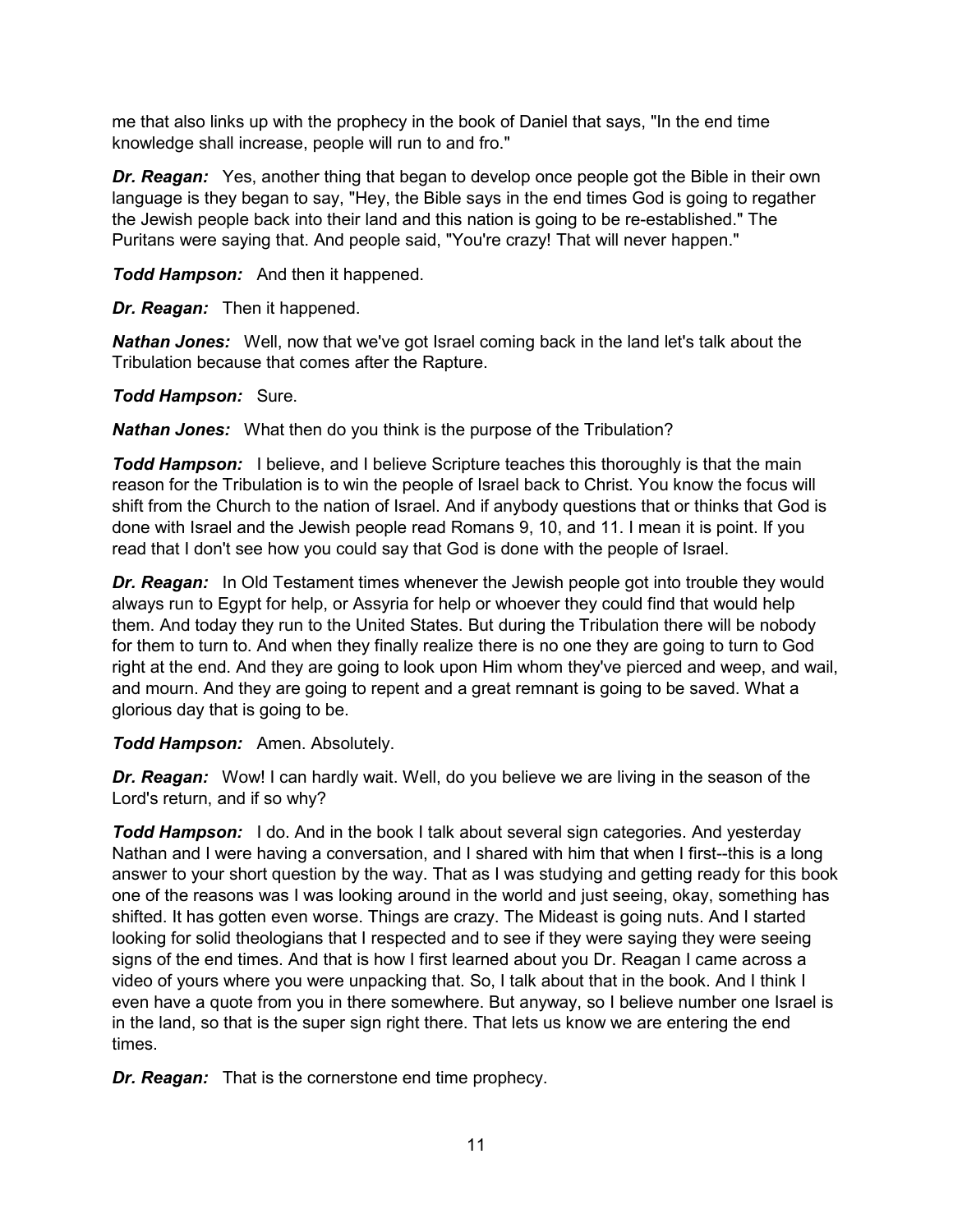me that also links up with the prophecy in the book of Daniel that says, "In the end time knowledge shall increase, people will run to and fro."

***Dr. Reagan:*** Yes, another thing that began to develop once people got the Bible in their own language is they began to say, "Hey, the Bible says in the end times God is going to regather the Jewish people back into their land and this nation is going to be re-established." The Puritans were saying that. And people said, "You're crazy! That will never happen."

***Todd Hampson:*** And then it happened.

***Dr. Reagan:*** Then it happened.

***Nathan Jones:*** Well, now that we've got Israel coming back in the land let's talk about the Tribulation because that comes after the Rapture.

***Todd Hampson:*** Sure.

***Nathan Jones:*** What then do you think is the purpose of the Tribulation?

***Todd Hampson:*** I believe, and I believe Scripture teaches this thoroughly is that the main reason for the Tribulation is to win the people of Israel back to Christ. You know the focus will shift from the Church to the nation of Israel. And if anybody questions that or thinks that God is done with Israel and the Jewish people read Romans 9, 10, and 11. I mean it is point. If you read that I don't see how you could say that God is done with the people of Israel.

***Dr. Reagan:*** In Old Testament times whenever the Jewish people got into trouble they would always run to Egypt for help, or Assyria for help or whoever they could find that would help them. And today they run to the United States. But during the Tribulation there will be nobody for them to turn to. And when they finally realize there is no one they are going to turn to God right at the end. And they are going to look upon Him whom they've pierced and weep, and wail, and mourn. And they are going to repent and a great remnant is going to be saved. What a glorious day that is going to be.

***Todd Hampson:*** Amen. Absolutely.

***Dr. Reagan:*** Wow! I can hardly wait. Well, do you believe we are living in the season of the Lord's return, and if so why?

***Todd Hampson:*** I do. And in the book I talk about several sign categories. And yesterday Nathan and I were having a conversation, and I shared with him that when I first--this is a long answer to your short question by the way. That as I was studying and getting ready for this book one of the reasons was I was looking around in the world and just seeing, okay, something has shifted. It has gotten even worse. Things are crazy. The Mideast is going nuts. And I started looking for solid theologians that I respected and to see if they were saying they were seeing signs of the end times. And that is how I first learned about you Dr. Reagan I came across a video of yours where you were unpacking that. So, I talk about that in the book. And I think I even have a quote from you in there somewhere. But anyway, so I believe number one Israel is in the land, so that is the super sign right there. That lets us know we are entering the end times.

***Dr. Reagan:*** That is the cornerstone end time prophecy.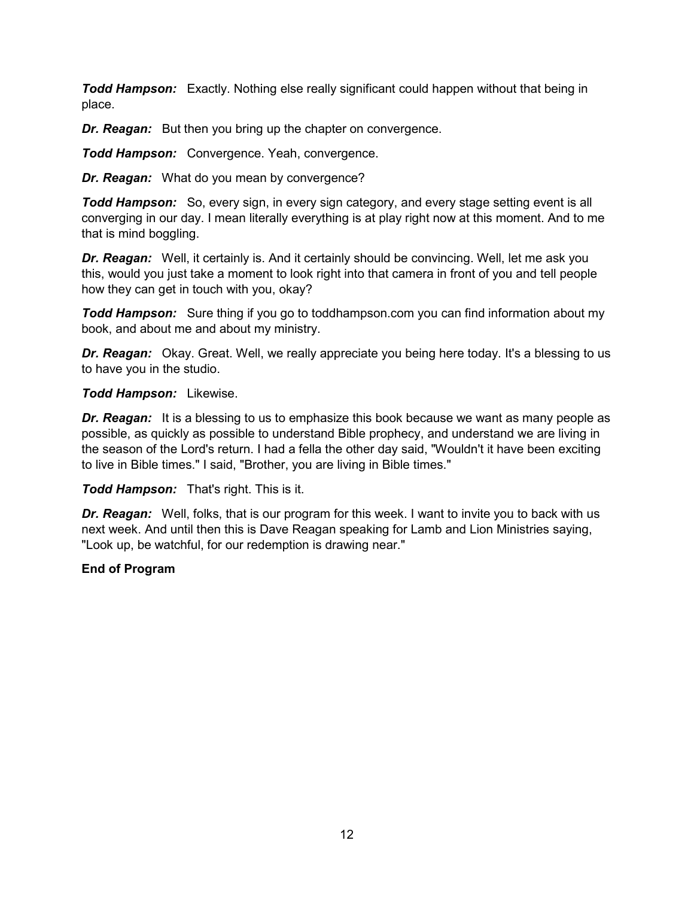***Todd Hampson:*** Exactly. Nothing else really significant could happen without that being in place.

***Dr. Reagan:*** But then you bring up the chapter on convergence.

***Todd Hampson:*** Convergence. Yeah, convergence.

***Dr. Reagan:*** What do you mean by convergence?

***Todd Hampson:*** So, every sign, in every sign category, and every stage setting event is all converging in our day. I mean literally everything is at play right now at this moment. And to me that is mind boggling.

***Dr. Reagan:*** Well, it certainly is. And it certainly should be convincing. Well, let me ask you this, would you just take a moment to look right into that camera in front of you and tell people how they can get in touch with you, okay?

***Todd Hampson:*** Sure thing if you go to toddhampson.com you can find information about my book, and about me and about my ministry.

***Dr. Reagan:*** Okay. Great. Well, we really appreciate you being here today. It's a blessing to us to have you in the studio.

***Todd Hampson:*** Likewise.

***Dr. Reagan:*** It is a blessing to us to emphasize this book because we want as many people as possible, as quickly as possible to understand Bible prophecy, and understand we are living in the season of the Lord's return. I had a fella the other day said, "Wouldn't it have been exciting to live in Bible times." I said, "Brother, you are living in Bible times."

***Todd Hampson:*** That's right. This is it.

***Dr. Reagan:*** Well, folks, that is our program for this week. I want to invite you to back with us next week. And until then this is Dave Reagan speaking for Lamb and Lion Ministries saying, "Look up, be watchful, for our redemption is drawing near."

**End of Program**